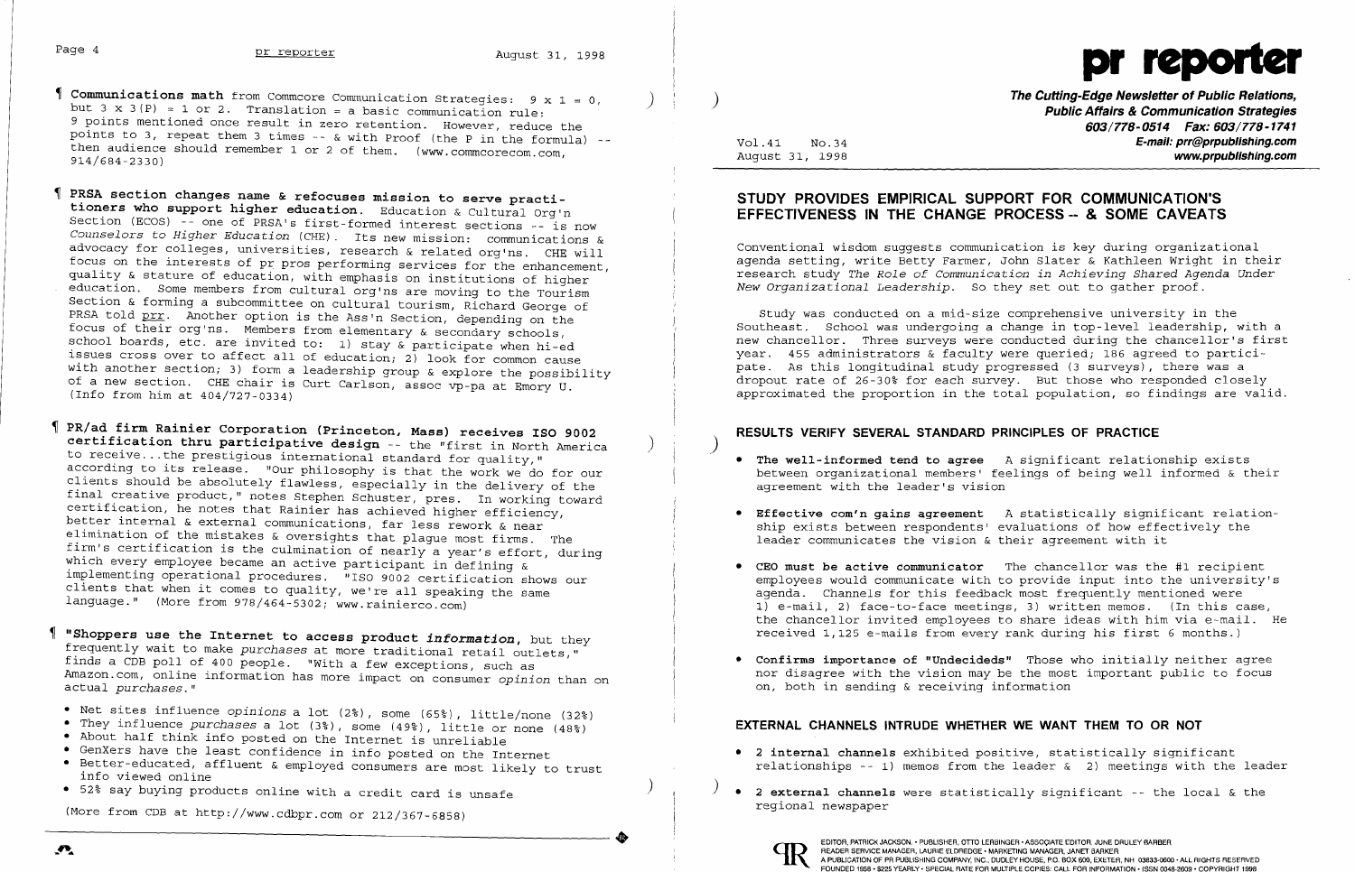¶ **Communications math** from Commcore Communication Strategies: 9 x 1 = 0, but 3 x 3(P) = 1 or 2. Translation = a basic communication rule: 9 points mentioned once result in zero retention. However, reduce the points to 3, repeat them 3 times -- & with Proof (the P in the formula) -- then audience should remember 1 or 2 of them. (www.commcorecom.com, 914/684-2330)

¶ **PRSA section changes name & refocuses mission to serve practitioners who support higher education.** Education & Cultural Org'n Section (ECOS) -- one of PRSA's first-formed interest sections -- is now *Counselors to Higher Education* (CHE). Its new mission: communications & advocacy for colleges, universities, research & related org'ns. CHE will focus on the interests of pr pros performing services for the enhancement, quality & stature of education, with emphasis on institutions of higher education. Some members from cultural org'ns are moving to the Tourism Section & forming a subcommittee on cultural tourism, Richard George of PRSA told prr. Another option is the Ass'n Section, depending on the focus of their org'ns. Members from elementary & secondary schools, school boards, etc. are invited to: 1) stay & participate when hi-ed issues cross over to affect all of education; 2) look for common cause with another section; 3) form a leadership group & explore the possibility of a new section. CHE chair is Curt Carlson, assoc vp-pa at Emory U. (Info from him at 404/727-0334)

¶ **PR/ad firm Rainier Corporation (Princeton, Mass) receives ISO 9002 certification thru participative design** -- the "first in North America to receive...the prestigious international standard for quality," according to its release. "Our philosophy is that the work we do for our clients should be absolutely flawless, especially in the delivery of the final creative product," notes Stephen Schuster, pres. In working toward certification, he notes that Rainier has achieved higher efficiency, better internal & external communications, far less rework & near elimination of the mistakes & oversights that plague most firms. The firm's certification is the culmination of nearly a year's effort, during which every employee became an active participant in defining & implementing operational procedures. "ISO 9002 certification shows our clients that when it comes to quality, we're all speaking the same language." (More from 978/464-5302; www.rainierco.com)

¶ **"Shoppers use the Internet to access product *information*, but they frequently wait to make *purchases* at more traditional retail outlets,"** finds a CDB poll of 400 people. "With a few exceptions, such as Amazon.com, online information has more impact on consumer *opinion* than on actual *purchases*."

- Net sites influence *opinions* a lot (2%), some (65%), little/none (32%)
- They influence *purchases* a lot (3%), some (49%), little or none (48%)
- About half think info posted on the Internet is unreliable
- GenXers have the least confidence in info posted on the Internet
- Better-educated, affluent & employed consumers are most likely to trust info viewed online
- 52% say buying products online with a credit card is unsafe

(More from CDB at http://www.cdbpr.com or 212/367-6858)

---

**pr reporter**

*The Cutting-Edge Newsletter of Public Relations, Public Affairs & Communication Strategies*
603/778-0514 Fax: 603/778-1741
E-mail: prr@prpublishing.com
www.prpublishing.com

Vol.41 No.34
August 31, 1998

## STUDY PROVIDES EMPIRICAL SUPPORT FOR COMMUNICATION'S EFFECTIVENESS IN THE CHANGE PROCESS -- & SOME CAVEATS

Conventional wisdom suggests communication is key during organizational agenda setting, write Betty Farmer, John Slater & Kathleen Wright in their research study *The Role of Communication in Achieving Shared Agenda Under New Organizational Leadership*. So they set out to gather proof.

Study was conducted on a mid-size comprehensive university in the Southeast. School was undergoing a change in top-level leadership, with a new chancellor. Three surveys were conducted during the chancellor's first year. 455 administrators & faculty were queried; 186 agreed to participate. As this longitudinal study progressed (3 surveys), there was a dropout rate of 26-30% for each survey. But those who responded closely approximated the proportion in the total population, so findings are valid.

### RESULTS VERIFY SEVERAL STANDARD PRINCIPLES OF PRACTICE

- **The well-informed tend to agree** A significant relationship exists between organizational members' feelings of being well informed & their agreement with the leader's vision
- **Effective com'n gains agreement** A statistically significant relationship exists between respondents' evaluations of how effectively the leader communicates the vision & their agreement with it
- **CEO must be active communicator** The chancellor was the #1 recipient employees would communicate with to provide input into the university's agenda. Channels for this feedback most frequently mentioned were 1) e-mail, 2) face-to-face meetings, 3) written memos. (In this case, the chancellor invited employees to share ideas with him via e-mail. He received 1,125 e-mails from every rank during his first 6 months.)
- **Confirms importance of "Undecideds"** Those who initially neither agree nor disagree with the vision may be the most important public to focus on, both in sending & receiving information

### EXTERNAL CHANNELS INTRUDE WHETHER WE WANT THEM TO OR NOT

- **2 internal channels** exhibited positive, statistically significant relationships -- 1) memos from the leader & 2) meetings with the leader
- **2 external channels** were statistically significant -- the local & the regional newspaper

EDITOR, PATRICK JACKSON • PUBLISHER, OTTO LERBINGER • ASSOCIATE EDITOR, JUNE DRULEY BARBER
READER SERVICE MANAGER, LAURIE ELDRIDGE • MARKETING MANAGER, JANET BARKER
A PUBLICATION OF PR PUBLISHING COMPANY, INC., DUDLEY HOUSE, P.O. BOX 600, EXETER, NH 03833-0600 • ALL RIGHTS RESERVED
FOUNDED 1958 • $225 YEARLY • SPECIAL RATE FOR MULTIPLE COPIES: CALL FOR INFORMATION • ISSN 0048-2609 • COPYRIGHT 1998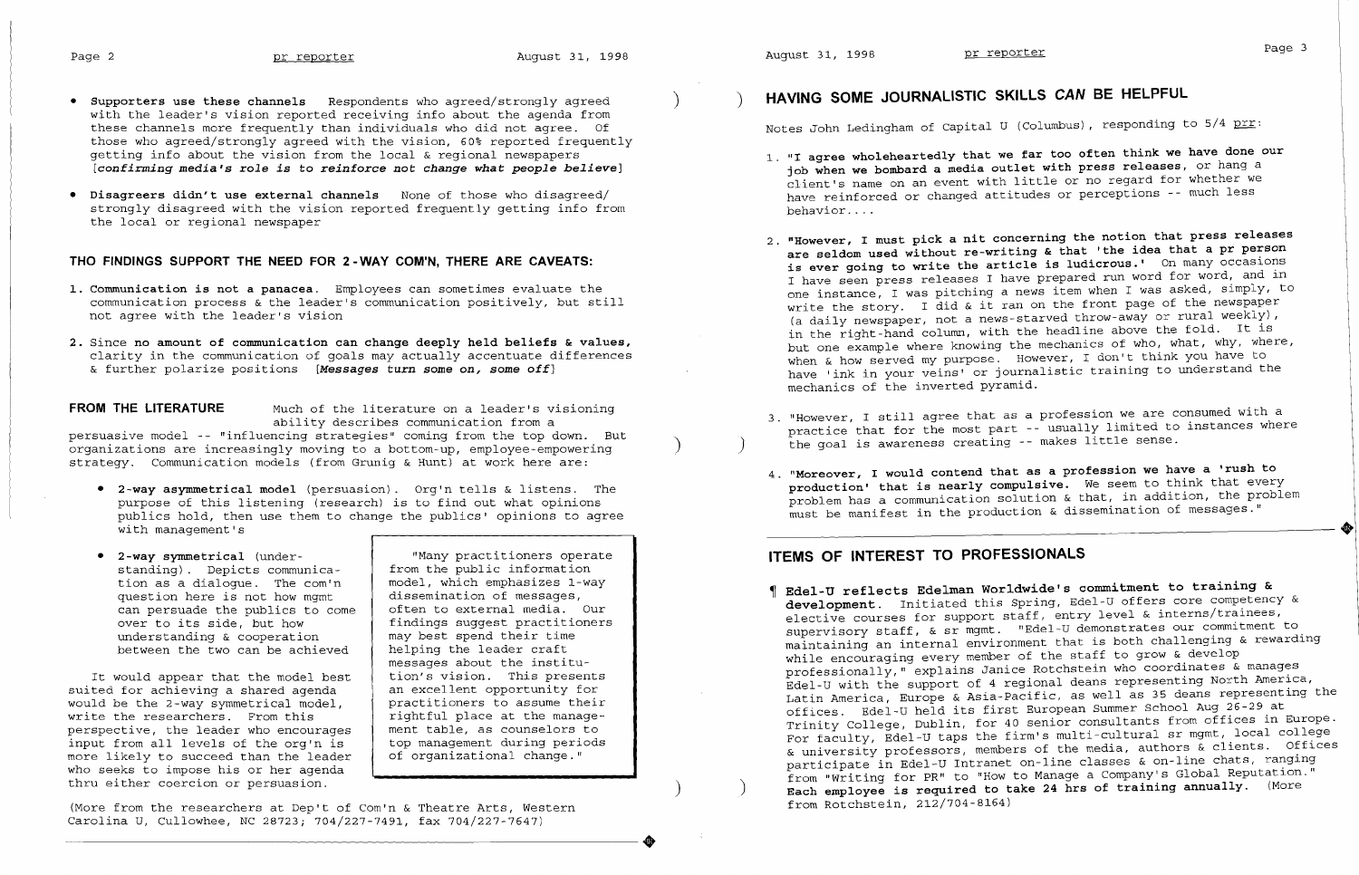- **Supporters use these channels** Respondents who agreed/strongly agreed with the leader's vision reported receiving info about the agenda from these channels more frequently than individuals who did not agree. Of those who agreed/strongly agreed with the vision, 60% reported frequently getting info about the vision from the local & regional newspapers [*confirming media's role is to reinforce not change what people believe*]

- **Disagreers didn't use external channels** None of those who disagreed/strongly disagreed with the vision reported frequently getting info from the local or regional newspaper

## THO FINDINGS SUPPORT THE NEED FOR 2-WAY COM'N, THERE ARE CAVEATS:

1. **Communication is not a panacea**. Employees can sometimes evaluate the communication process & the leader's communication positively, but still not agree with the leader's vision

2. Since **no amount of communication can change deeply held beliefs & values,** clarity in the communication of goals may actually accentuate differences & further polarize positions [*Messages turn some on, some off*]

**FROM THE LITERATURE** Much of the literature on a leader's visioning ability describes communication from a persuasive model -- "influencing strategies" coming from the top down. But organizations are increasingly moving to a bottom-up, employee-empowering strategy. Communication models (from Grunig & Hunt) at work here are:

- **2-way asymmetrical model** (persuasion). Org'n tells & listens. The purpose of this listening (research) is to find out what opinions publics hold, then use them to change the publics' opinions to agree with management's

- **2-way symmetrical** (understanding). Depicts communication as a dialogue. The com'n question here is not how mgmt can persuade the publics to come over to its side, but how understanding & cooperation between the two can be achieved

It would appear that the model best suited for achieving a shared agenda would be the 2-way symmetrical model, write the researchers. From this perspective, the leader who encourages input from all levels of the org'n is more likely to succeed than the leader who seeks to impose his or her agenda thru either coercion or persuasion.

> "Many practitioners operate from the public information model, which emphasizes 1-way dissemination of messages, often to external media. Our findings suggest practitioners may best spend their time helping the leader craft messages about the institution's vision. This presents an excellent opportunity for practitioners to assume their rightful place at the management table, as counselors to top management during periods of organizational change."

(More from the researchers at Dep't of Com'n & Theatre Arts, Western Carolina U, Cullowhee, NC 28723; 704/227-7491, fax 704/227-7647)

## HAVING SOME JOURNALISTIC SKILLS *CAN* BE HELPFUL

Notes John Ledingham of Capital U (Columbus), responding to 5/4 prr:

1. "**I agree wholeheartedly that we far too often think we have done our job when we bombard a media outlet with press releases**, or hang a client's name on an event with little or no regard for whether we have reinforced or changed attitudes or perceptions -- much less behavior....

2. "**However, I must pick a nit concerning the notion that press releases are seldom used without re-writing & that 'the idea that a pr person is ever going to write the article is ludicrous.'** On many occasions I have seen press releases I have prepared run word for word, and in one instance, I was pitching a news item when I was asked, simply, to write the story. I did & it ran on the front page of the newspaper (a daily newspaper, not a news-starved throw-away or rural weekly), in the right-hand column, with the headline above the fold. It is but one example where knowing the mechanics of who, what, why, where, when & how served my purpose. However, I don't think you have to have 'ink in your veins' or journalistic training to understand the mechanics of the inverted pyramid.

3. "However, I still agree that as a profession we are consumed with a practice that for the most part -- usually limited to instances where the goal is awareness creating -- makes little sense.

4. "**Moreover, I would contend that as a profession we have a 'rush to production' that is nearly compulsive.** We seem to think that every problem has a communication solution & that, in addition, the problem must be manifest in the production & dissemination of messages."

## ITEMS OF INTEREST TO PROFESSIONALS

¶ **Edel-U reflects Edelman Worldwide's commitment to training & development.** Initiated this Spring, Edel-U offers core competency & elective courses for support staff, entry level & interns/trainees, supervisory staff, & sr mgmt. "Edel-U demonstrates our commitment to maintaining an internal environment that is both challenging & rewarding while encouraging every member of the staff to grow & develop professionally," explains Janice Rotchstein who coordinates & manages Edel-U with the support of 4 regional deans representing North America, Latin America, Europe & Asia-Pacific, as well as 35 deans representing the offices. Edel-U held its first European Summer School Aug 26-29 at Trinity College, Dublin, for 40 senior consultants from offices in Europe. For faculty, Edel-U taps the firm's multi-cultural sr mgmt, local college & university professors, members of the media, authors & clients. Offices participate in Edel-U Intranet on-line classes & on-line chats, ranging from "Writing for PR" to "How to Manage a Company's Global Reputation." **Each employee is required to take 24 hrs of training annually.** (More from Rotchstein, 212/704-8164)